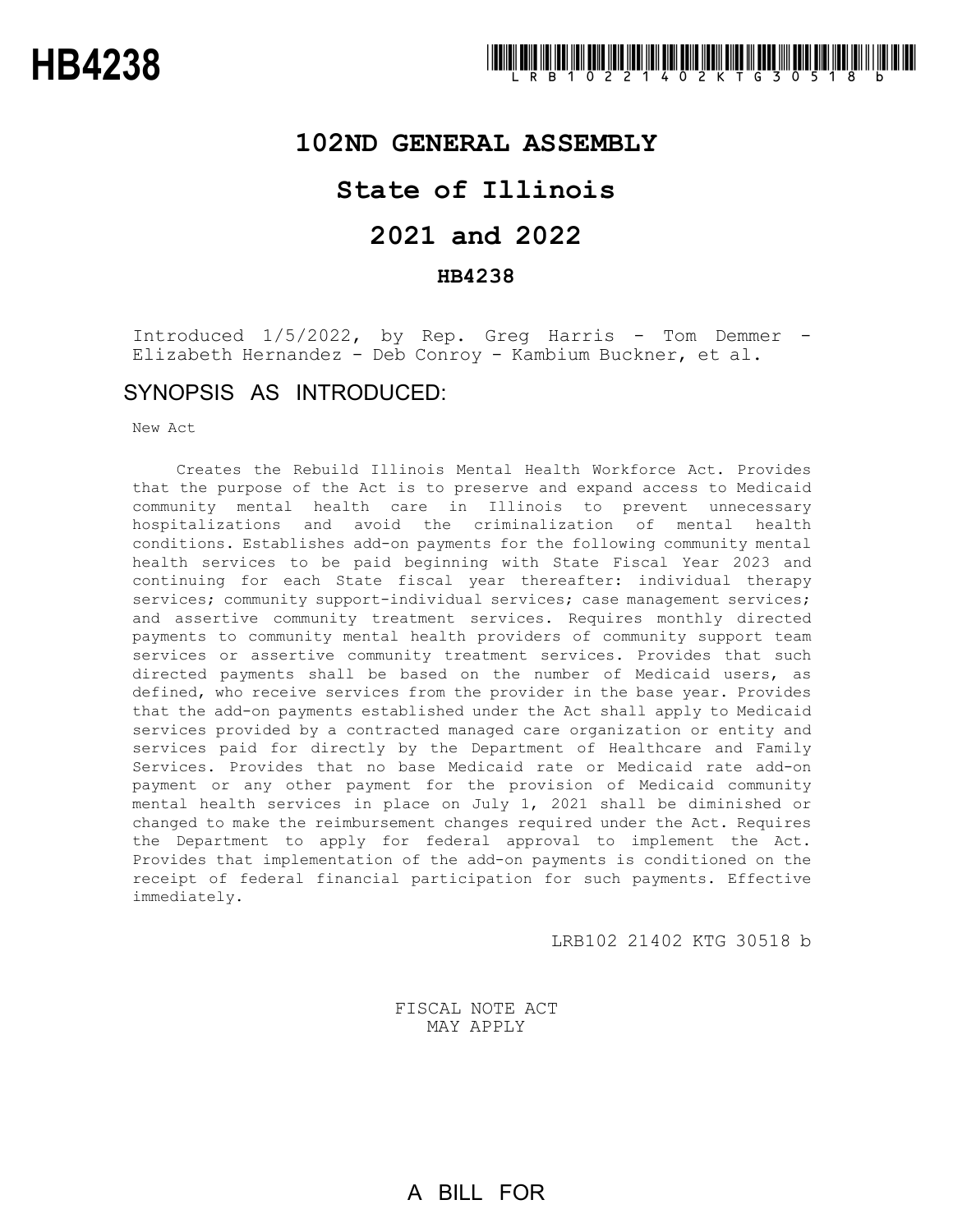# HB4238

LRB102 21402 KTG 30518 b

## 102ND GENERAL ASSEMBLY

## State of Illinois

## 2021 and 2022

### HB4238

Introduced 1/5/2022, by Rep. Greg Harris - Tom Demmer - Elizabeth Hernandez - Deb Conroy - Kambium Buckner, et al.

## SYNOPSIS AS INTRODUCED:

New Act

Creates the Rebuild Illinois Mental Health Workforce Act. Provides that the purpose of the Act is to preserve and expand access to Medicaid community mental health care in Illinois to prevent unnecessary hospitalizations and avoid the criminalization of mental health conditions. Establishes add-on payments for the following community mental health services to be paid beginning with State Fiscal Year 2023 and continuing for each State fiscal year thereafter: individual therapy services; community support-individual services; case management services; and assertive community treatment services. Requires monthly directed payments to community mental health providers of community support team services or assertive community treatment services. Provides that such directed payments shall be based on the number of Medicaid users, as defined, who receive services from the provider in the base year. Provides that the add-on payments established under the Act shall apply to Medicaid services provided by a contracted managed care organization or entity and services paid for directly by the Department of Healthcare and Family Services. Provides that no base Medicaid rate or Medicaid rate add-on payment or any other payment for the provision of Medicaid community mental health services in place on July 1, 2021 shall be diminished or changed to make the reimbursement changes required under the Act. Requires the Department to apply for federal approval to implement the Act. Provides that implementation of the add-on payments is conditioned on the receipt of federal financial participation for such payments. Effective immediately.

LRB102 21402 KTG 30518 b

FISCAL NOTE ACT
MAY APPLY

A BILL FOR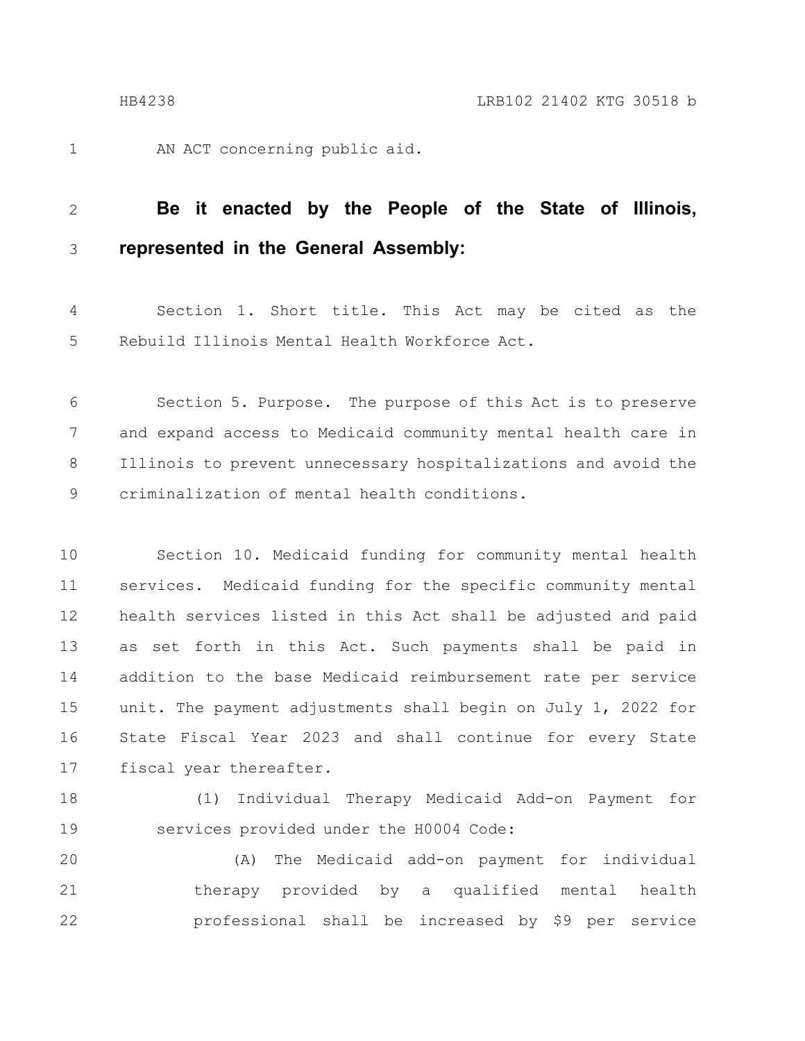AN ACT concerning public aid.

**Be it enacted by the People of the State of Illinois, represented in the General Assembly:**

Section 1. Short title. This Act may be cited as the Rebuild Illinois Mental Health Workforce Act.

Section 5. Purpose. The purpose of this Act is to preserve and expand access to Medicaid community mental health care in Illinois to prevent unnecessary hospitalizations and avoid the criminalization of mental health conditions.

Section 10. Medicaid funding for community mental health services. Medicaid funding for the specific community mental health services listed in this Act shall be adjusted and paid as set forth in this Act. Such payments shall be paid in addition to the base Medicaid reimbursement rate per service unit. The payment adjustments shall begin on July 1, 2022 for State Fiscal Year 2023 and shall continue for every State fiscal year thereafter.

(1) Individual Therapy Medicaid Add-on Payment for services provided under the H0004 Code:

(A) The Medicaid add-on payment for individual therapy provided by a qualified mental health professional shall be increased by $9 per service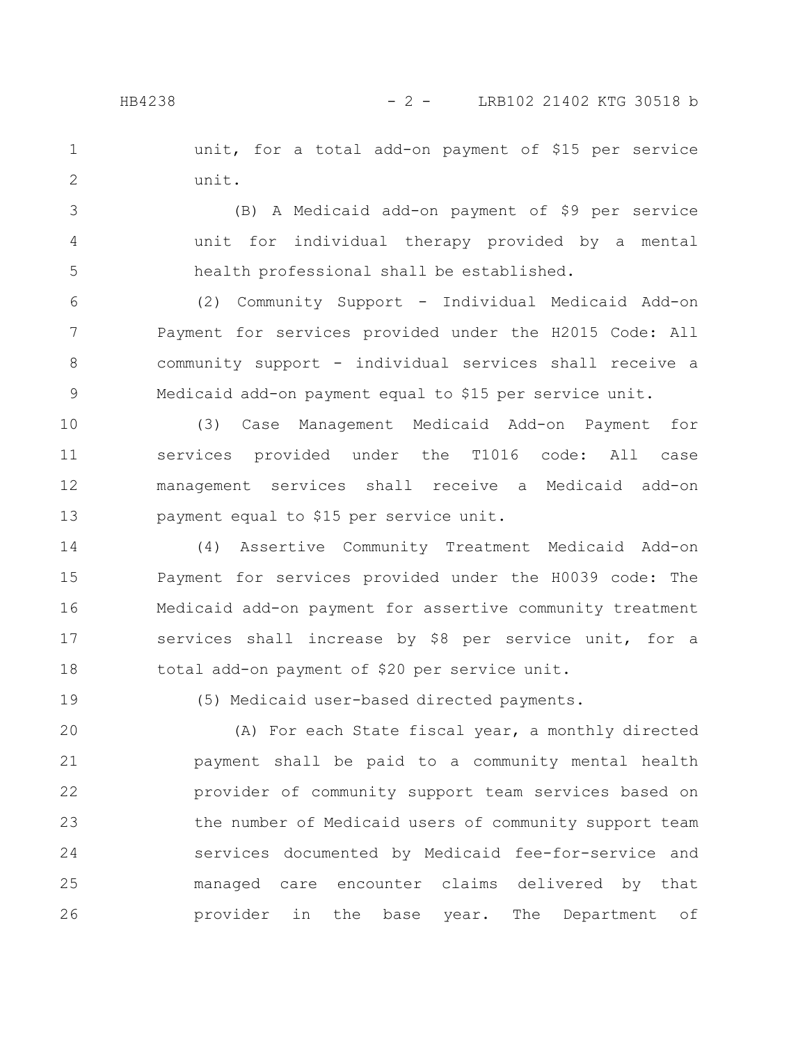unit, for a total add-on payment of $15 per service unit.

(B) A Medicaid add-on payment of $9 per service unit for individual therapy provided by a mental health professional shall be established.

(2) Community Support - Individual Medicaid Add-on Payment for services provided under the H2015 Code: All community support - individual services shall receive a Medicaid add-on payment equal to $15 per service unit.

(3) Case Management Medicaid Add-on Payment for services provided under the T1016 code: All case management services shall receive a Medicaid add-on payment equal to $15 per service unit.

(4) Assertive Community Treatment Medicaid Add-on Payment for services provided under the H0039 code: The Medicaid add-on payment for assertive community treatment services shall increase by $8 per service unit, for a total add-on payment of $20 per service unit.

(5) Medicaid user-based directed payments.

(A) For each State fiscal year, a monthly directed payment shall be paid to a community mental health provider of community support team services based on the number of Medicaid users of community support team services documented by Medicaid fee-for-service and managed care encounter claims delivered by that provider in the base year. The Department of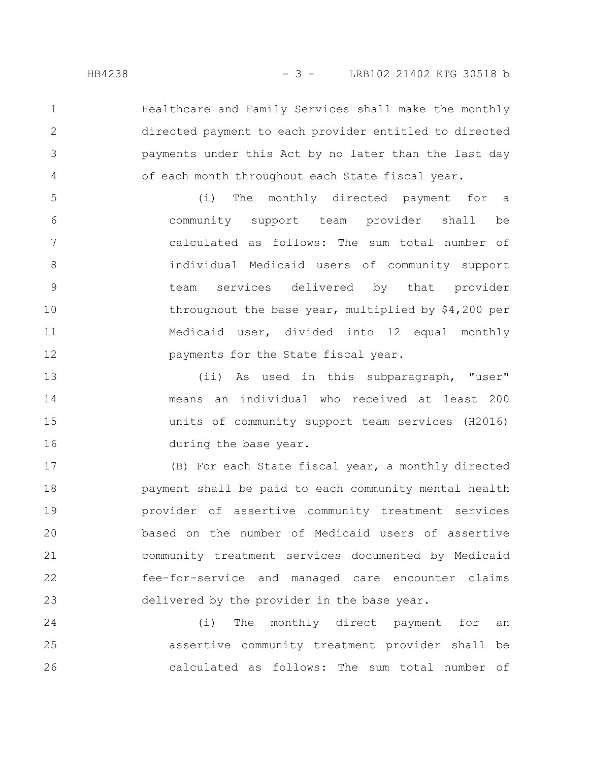Healthcare and Family Services shall make the monthly directed payment to each provider entitled to directed payments under this Act by no later than the last day of each month throughout each State fiscal year.

(i) The monthly directed payment for a community support team provider shall be calculated as follows: The sum total number of individual Medicaid users of community support team services delivered by that provider throughout the base year, multiplied by $4,200 per Medicaid user, divided into 12 equal monthly payments for the State fiscal year.

(ii) As used in this subparagraph, "user" means an individual who received at least 200 units of community support team services (H2016) during the base year.

(B) For each State fiscal year, a monthly directed payment shall be paid to each community mental health provider of assertive community treatment services based on the number of Medicaid users of assertive community treatment services documented by Medicaid fee-for-service and managed care encounter claims delivered by the provider in the base year.

(i) The monthly direct payment for an assertive community treatment provider shall be calculated as follows: The sum total number of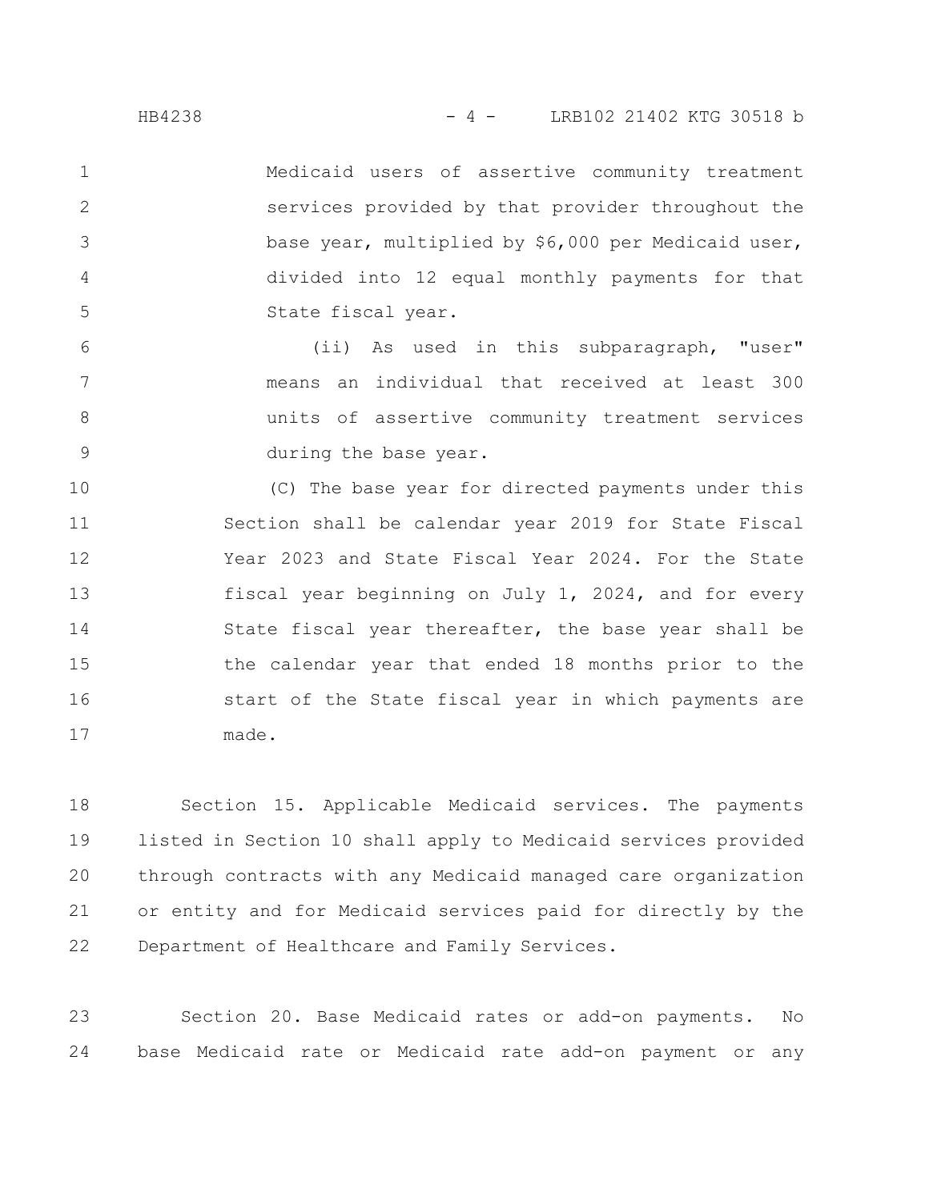Medicaid users of assertive community treatment services provided by that provider throughout the base year, multiplied by $6,000 per Medicaid user, divided into 12 equal monthly payments for that State fiscal year.

(ii) As used in this subparagraph, "user" means an individual that received at least 300 units of assertive community treatment services during the base year.

(C) The base year for directed payments under this Section shall be calendar year 2019 for State Fiscal Year 2023 and State Fiscal Year 2024. For the State fiscal year beginning on July 1, 2024, and for every State fiscal year thereafter, the base year shall be the calendar year that ended 18 months prior to the start of the State fiscal year in which payments are made.

Section 15. Applicable Medicaid services. The payments listed in Section 10 shall apply to Medicaid services provided through contracts with any Medicaid managed care organization or entity and for Medicaid services paid for directly by the Department of Healthcare and Family Services.

Section 20. Base Medicaid rates or add-on payments. No base Medicaid rate or Medicaid rate add-on payment or any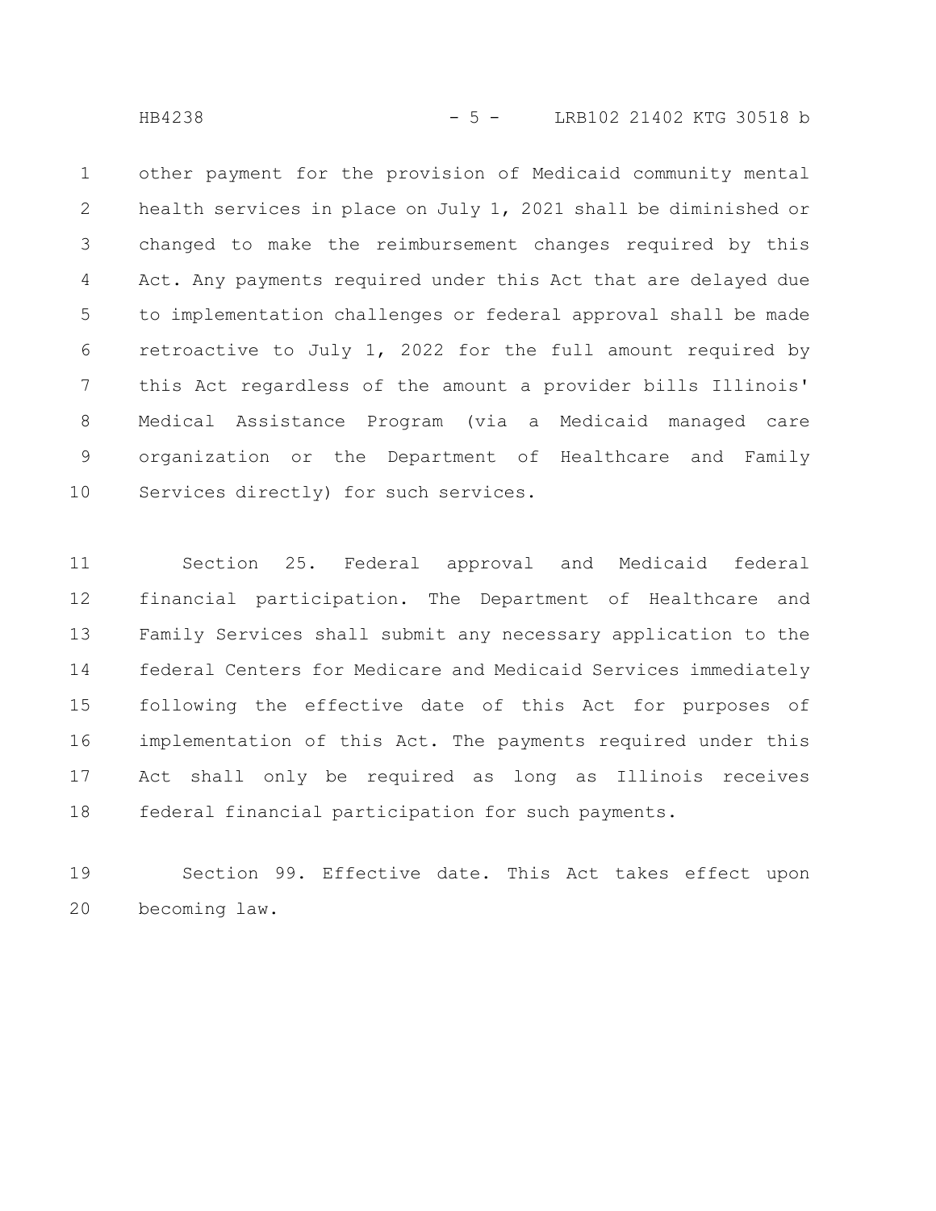other payment for the provision of Medicaid community mental health services in place on July 1, 2021 shall be diminished or changed to make the reimbursement changes required by this Act. Any payments required under this Act that are delayed due to implementation challenges or federal approval shall be made retroactive to July 1, 2022 for the full amount required by this Act regardless of the amount a provider bills Illinois' Medical Assistance Program (via a Medicaid managed care organization or the Department of Healthcare and Family Services directly) for such services.

Section 25. Federal approval and Medicaid federal financial participation. The Department of Healthcare and Family Services shall submit any necessary application to the federal Centers for Medicare and Medicaid Services immediately following the effective date of this Act for purposes of implementation of this Act. The payments required under this Act shall only be required as long as Illinois receives federal financial participation for such payments.

Section 99. Effective date. This Act takes effect upon becoming law.